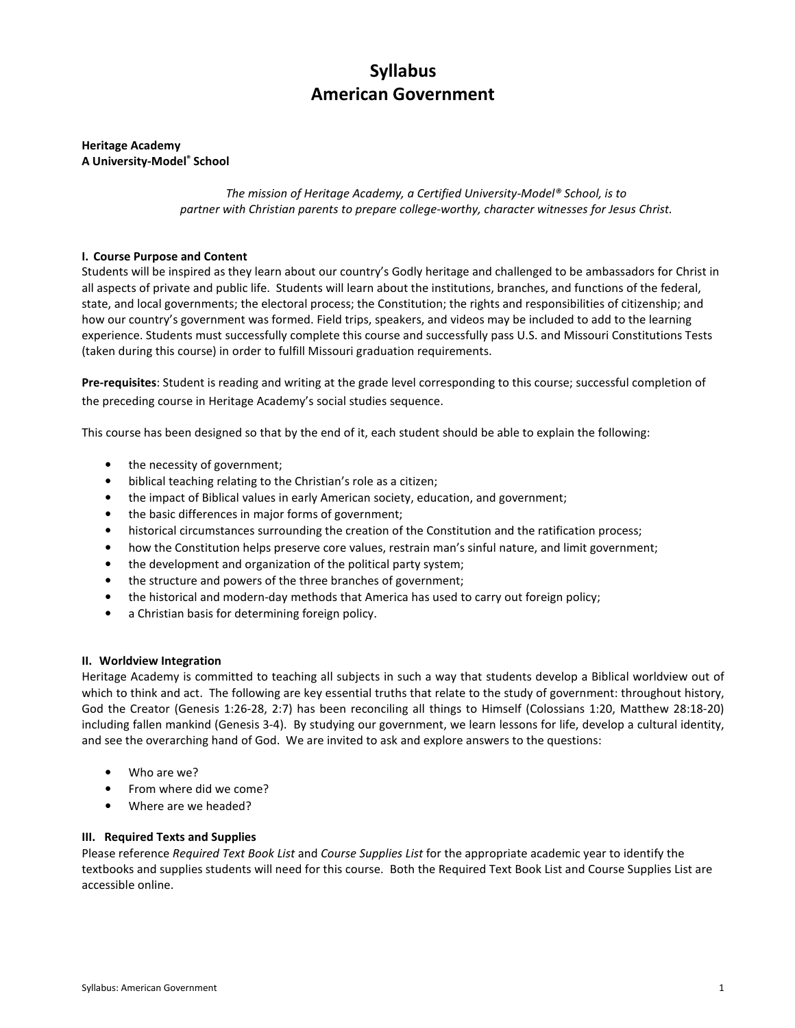# Syllabus
# American Government

**Heritage Academy**
**A University-Model® School**

*The mission of Heritage Academy, a Certified University-Model® School, is to partner with Christian parents to prepare college-worthy, character witnesses for Jesus Christ.*

**I. Course Purpose and Content**

Students will be inspired as they learn about our country's Godly heritage and challenged to be ambassadors for Christ in all aspects of private and public life. Students will learn about the institutions, branches, and functions of the federal, state, and local governments; the electoral process; the Constitution; the rights and responsibilities of citizenship; and how our country's government was formed. Field trips, speakers, and videos may be included to add to the learning experience. Students must successfully complete this course and successfully pass U.S. and Missouri Constitutions Tests (taken during this course) in order to fulfill Missouri graduation requirements.

**Pre-requisites**: Student is reading and writing at the grade level corresponding to this course; successful completion of the preceding course in Heritage Academy's social studies sequence.

This course has been designed so that by the end of it, each student should be able to explain the following:

- the necessity of government;
- biblical teaching relating to the Christian's role as a citizen;
- the impact of Biblical values in early American society, education, and government;
- the basic differences in major forms of government;
- historical circumstances surrounding the creation of the Constitution and the ratification process;
- how the Constitution helps preserve core values, restrain man's sinful nature, and limit government;
- the development and organization of the political party system;
- the structure and powers of the three branches of government;
- the historical and modern-day methods that America has used to carry out foreign policy;
- a Christian basis for determining foreign policy.

**II. Worldview Integration**

Heritage Academy is committed to teaching all subjects in such a way that students develop a Biblical worldview out of which to think and act. The following are key essential truths that relate to the study of government: throughout history, God the Creator (Genesis 1:26-28, 2:7) has been reconciling all things to Himself (Colossians 1:20, Matthew 28:18-20) including fallen mankind (Genesis 3-4). By studying our government, we learn lessons for life, develop a cultural identity, and see the overarching hand of God. We are invited to ask and explore answers to the questions:

- Who are we?
- From where did we come?
- Where are we headed?

**III. Required Texts and Supplies**

Please reference *Required Text Book List* and *Course Supplies List* for the appropriate academic year to identify the textbooks and supplies students will need for this course. Both the Required Text Book List and Course Supplies List are accessible online.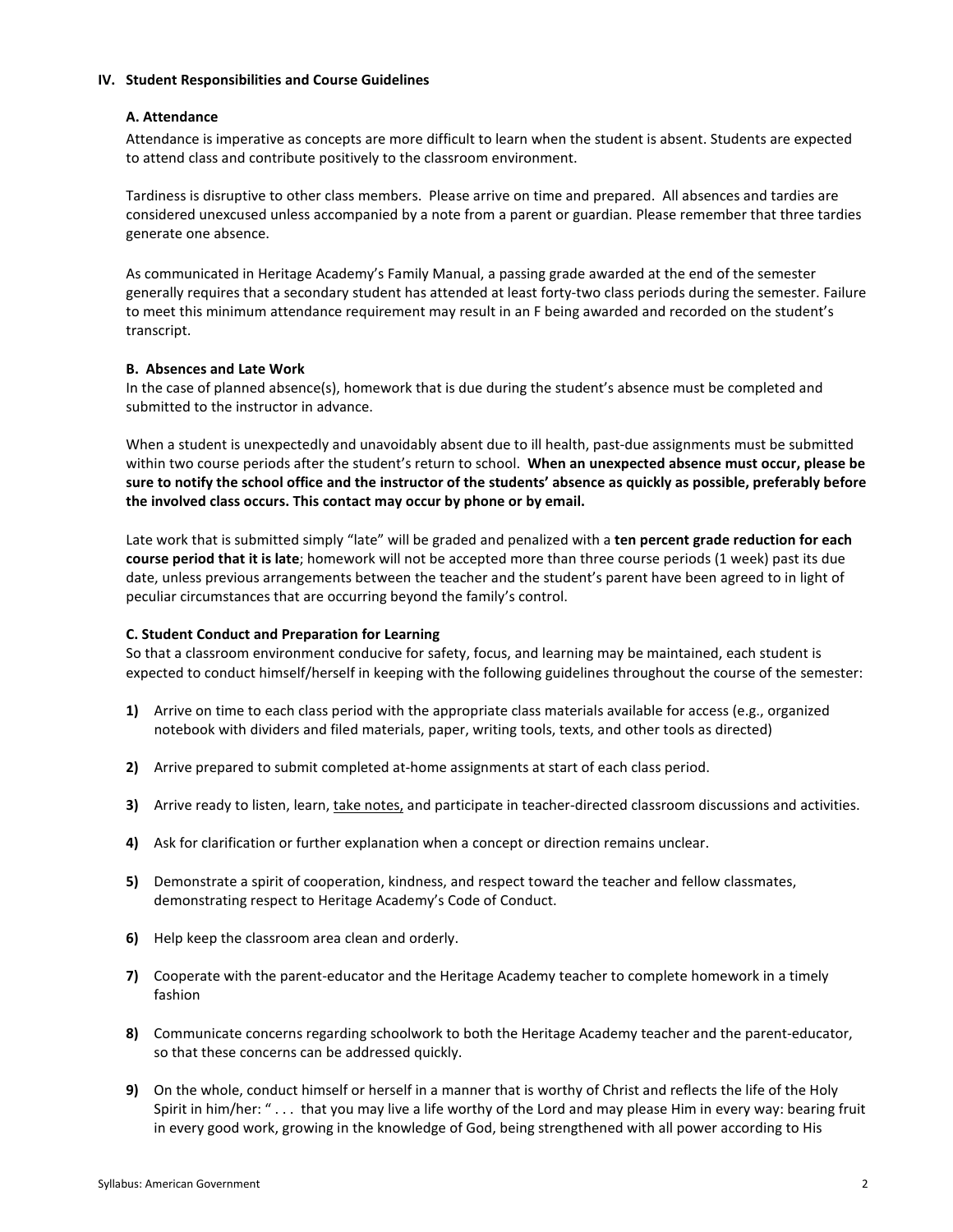## IV. Student Responsibilities and Course Guidelines

### A. Attendance

Attendance is imperative as concepts are more difficult to learn when the student is absent. Students are expected to attend class and contribute positively to the classroom environment.

Tardiness is disruptive to other class members. Please arrive on time and prepared. All absences and tardies are considered unexcused unless accompanied by a note from a parent or guardian. Please remember that three tardies generate one absence.

As communicated in Heritage Academy's Family Manual, a passing grade awarded at the end of the semester generally requires that a secondary student has attended at least forty-two class periods during the semester. Failure to meet this minimum attendance requirement may result in an F being awarded and recorded on the student's transcript.

### B. Absences and Late Work

In the case of planned absence(s), homework that is due during the student's absence must be completed and submitted to the instructor in advance.

When a student is unexpectedly and unavoidably absent due to ill health, past-due assignments must be submitted within two course periods after the student's return to school. **When an unexpected absence must occur, please be sure to notify the school office and the instructor of the students' absence as quickly as possible, preferably before the involved class occurs. This contact may occur by phone or by email.**

Late work that is submitted simply "late" will be graded and penalized with a **ten percent grade reduction for each course period that it is late**; homework will not be accepted more than three course periods (1 week) past its due date, unless previous arrangements between the teacher and the student's parent have been agreed to in light of peculiar circumstances that are occurring beyond the family's control.

### C. Student Conduct and Preparation for Learning

So that a classroom environment conducive for safety, focus, and learning may be maintained, each student is expected to conduct himself/herself in keeping with the following guidelines throughout the course of the semester:

1. Arrive on time to each class period with the appropriate class materials available for access (e.g., organized notebook with dividers and filed materials, paper, writing tools, texts, and other tools as directed)
2. Arrive prepared to submit completed at-home assignments at start of each class period.
3. Arrive ready to listen, learn, <u>take notes,</u> and participate in teacher-directed classroom discussions and activities.
4. Ask for clarification or further explanation when a concept or direction remains unclear.
5. Demonstrate a spirit of cooperation, kindness, and respect toward the teacher and fellow classmates, demonstrating respect to Heritage Academy's Code of Conduct.
6. Help keep the classroom area clean and orderly.
7. Cooperate with the parent-educator and the Heritage Academy teacher to complete homework in a timely fashion
8. Communicate concerns regarding schoolwork to both the Heritage Academy teacher and the parent-educator, so that these concerns can be addressed quickly.
9. On the whole, conduct himself or herself in a manner that is worthy of Christ and reflects the life of the Holy Spirit in him/her: " . . . that you may live a life worthy of the Lord and may please Him in every way: bearing fruit in every good work, growing in the knowledge of God, being strengthened with all power according to His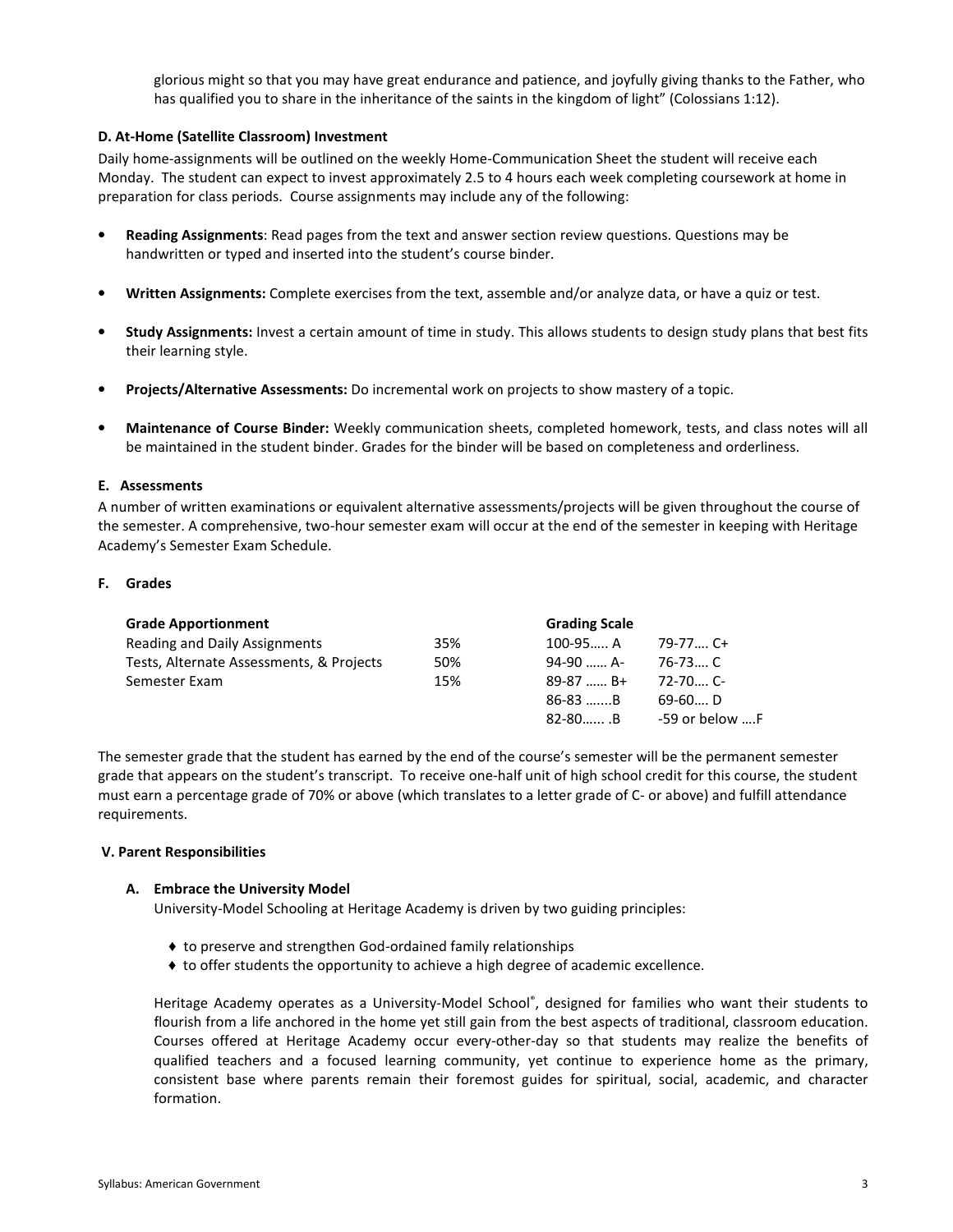glorious might so that you may have great endurance and patience, and joyfully giving thanks to the Father, who has qualified you to share in the inheritance of the saints in the kingdom of light" (Colossians 1:12).

### D. At-Home (Satellite Classroom) Investment

Daily home-assignments will be outlined on the weekly Home-Communication Sheet the student will receive each Monday. The student can expect to invest approximately 2.5 to 4 hours each week completing coursework at home in preparation for class periods. Course assignments may include any of the following:

- **Reading Assignments**: Read pages from the text and answer section review questions. Questions may be handwritten or typed and inserted into the student's course binder.
- **Written Assignments:** Complete exercises from the text, assemble and/or analyze data, or have a quiz or test.
- **Study Assignments:** Invest a certain amount of time in study. This allows students to design study plans that best fits their learning style.
- **Projects/Alternative Assessments:** Do incremental work on projects to show mastery of a topic.
- **Maintenance of Course Binder:** Weekly communication sheets, completed homework, tests, and class notes will all be maintained in the student binder. Grades for the binder will be based on completeness and orderliness.

### E. Assessments

A number of written examinations or equivalent alternative assessments/projects will be given throughout the course of the semester. A comprehensive, two-hour semester exam will occur at the end of the semester in keeping with Heritage Academy's Semester Exam Schedule.

### F. Grades

| Grade Apportionment | | Grading Scale | |
|---|---|---|---|
| Reading and Daily Assignments | 35% | 100-95….. A | 79-77…. C+ |
| Tests, Alternate Assessments, & Projects | 50% | 94-90 …… A- | 76-73…. C |
| Semester Exam | 15% | 89-87 …… B+ | 72-70…. C- |
| | | 86-83 …....B | 69-60…. D |
| | | 82-80…… .B | -59 or below ….F |

The semester grade that the student has earned by the end of the course's semester will be the permanent semester grade that appears on the student's transcript. To receive one-half unit of high school credit for this course, the student must earn a percentage grade of 70% or above (which translates to a letter grade of C- or above) and fulfill attendance requirements.

## V. Parent Responsibilities

### A. Embrace the University Model

University-Model Schooling at Heritage Academy is driven by two guiding principles:

- ♦ to preserve and strengthen God-ordained family relationships
- ♦ to offer students the opportunity to achieve a high degree of academic excellence.

Heritage Academy operates as a University-Model School®, designed for families who want their students to flourish from a life anchored in the home yet still gain from the best aspects of traditional, classroom education. Courses offered at Heritage Academy occur every-other-day so that students may realize the benefits of qualified teachers and a focused learning community, yet continue to experience home as the primary, consistent base where parents remain their foremost guides for spiritual, social, academic, and character formation.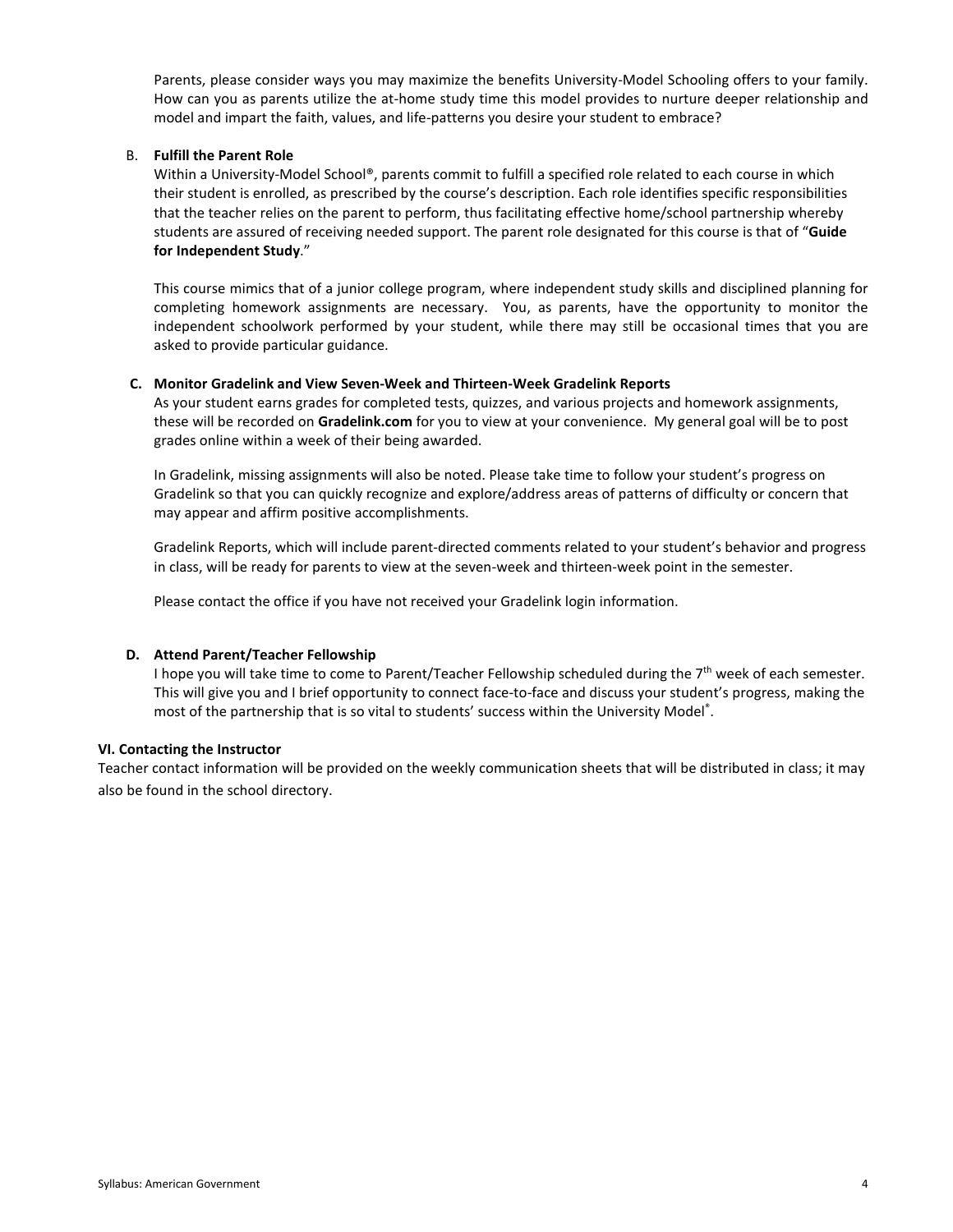Parents, please consider ways you may maximize the benefits University-Model Schooling offers to your family. How can you as parents utilize the at-home study time this model provides to nurture deeper relationship and model and impart the faith, values, and life-patterns you desire your student to embrace?

### B. Fulfill the Parent Role

Within a University-Model School®, parents commit to fulfill a specified role related to each course in which their student is enrolled, as prescribed by the course's description. Each role identifies specific responsibilities that the teacher relies on the parent to perform, thus facilitating effective home/school partnership whereby students are assured of receiving needed support. The parent role designated for this course is that of "**Guide for Independent Study**."

This course mimics that of a junior college program, where independent study skills and disciplined planning for completing homework assignments are necessary. You, as parents, have the opportunity to monitor the independent schoolwork performed by your student, while there may still be occasional times that you are asked to provide particular guidance.

### C. Monitor Gradelink and View Seven-Week and Thirteen-Week Gradelink Reports

As your student earns grades for completed tests, quizzes, and various projects and homework assignments, these will be recorded on **Gradelink.com** for you to view at your convenience. My general goal will be to post grades online within a week of their being awarded.

In Gradelink, missing assignments will also be noted. Please take time to follow your student's progress on Gradelink so that you can quickly recognize and explore/address areas of patterns of difficulty or concern that may appear and affirm positive accomplishments.

Gradelink Reports, which will include parent-directed comments related to your student's behavior and progress in class, will be ready for parents to view at the seven-week and thirteen-week point in the semester.

Please contact the office if you have not received your Gradelink login information.

### D. Attend Parent/Teacher Fellowship

I hope you will take time to come to Parent/Teacher Fellowship scheduled during the 7th week of each semester. This will give you and I brief opportunity to connect face-to-face and discuss your student's progress, making the most of the partnership that is so vital to students' success within the University Model®.

## VI. Contacting the Instructor

Teacher contact information will be provided on the weekly communication sheets that will be distributed in class; it may also be found in the school directory.